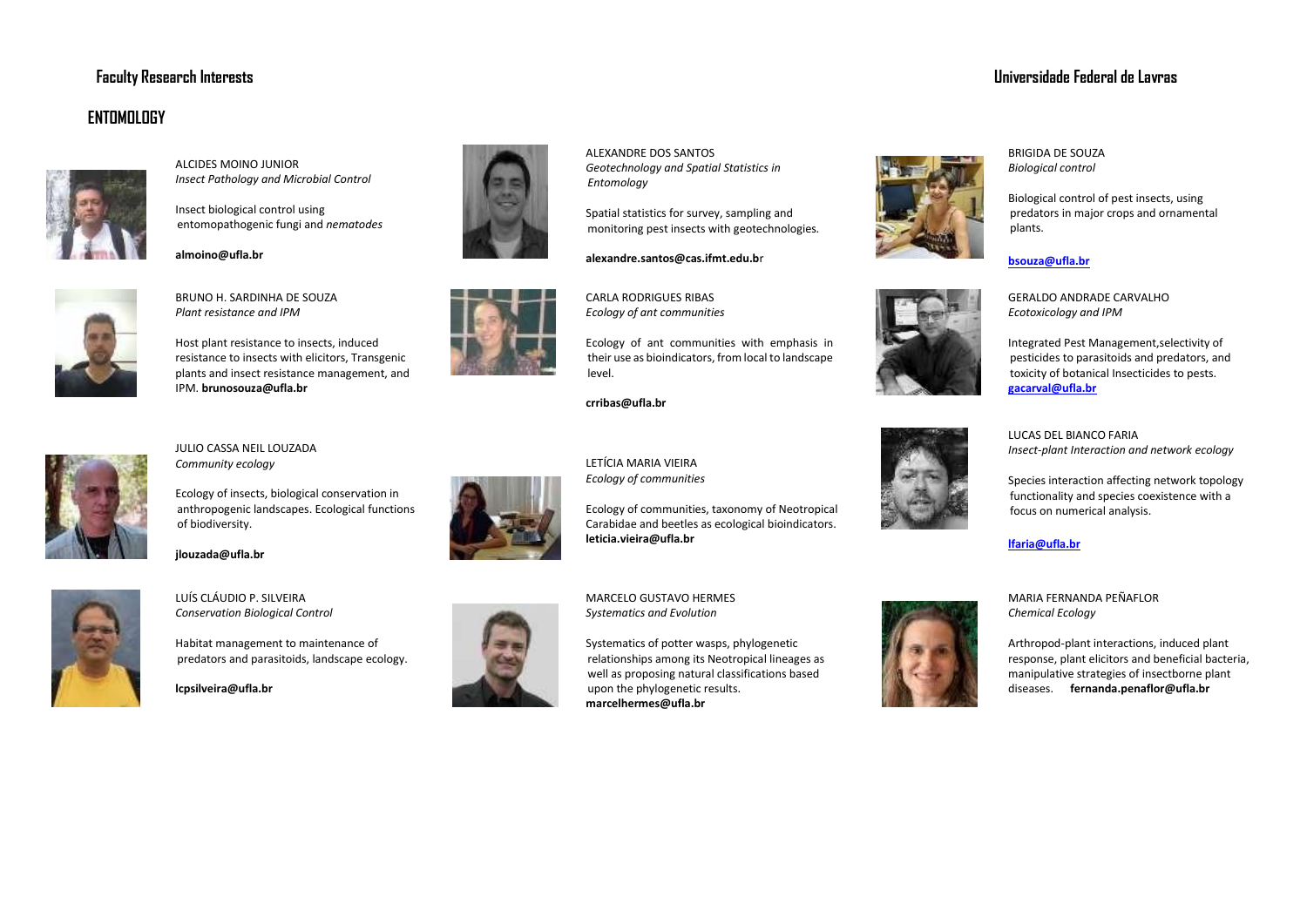## Faculty Research Interests

## Universidade Federal de Lavras

# ENTOMOLOGY

ALCIDES MOINO JUNIOR
*Insect Pathology and Microbial Control*

Insect biological control using entomopathogenic fungi and *nematodes*

**almoino@ufla.br**

ALEXANDRE DOS SANTOS
*Geotechnology and Spatial Statistics in Entomology*

Spatial statistics for survey, sampling and monitoring pest insects with geotechnologies.

**alexandre.santos@cas.ifmt.edu.b**r

BRIGIDA DE SOUZA
*Biological control*

Biological control of pest insects, using predators in major crops and ornamental plants.

**bsouza@ufla.br**

BRUNO H. SARDINHA DE SOUZA
*Plant resistance and IPM*

Host plant resistance to insects, induced resistance to insects with elicitors, Transgenic plants and insect resistance management, and IPM. **brunosouza@ufla.br**

CARLA RODRIGUES RIBAS
*Ecology of ant communities*

Ecology of ant communities with emphasis in their use as bioindicators, from local to landscape level.

**crribas@ufla.br**

GERALDO ANDRADE CARVALHO
*Ecotoxicology and IPM*

Integrated Pest Management,selectivity of pesticides to parasitoids and predators, and toxicity of botanical Insecticides to pests.
**gacarval@ufla.br**

JULIO CASSA NEIL LOUZADA
*Community ecology*

Ecology of insects, biological conservation in anthropogenic landscapes. Ecological functions of biodiversity.

**jlouzada@ufla.br**

LETÍCIA MARIA VIEIRA
*Ecology of communities*

Ecology of communities, taxonomy of Neotropical Carabidae and beetles as ecological bioindicators.
**leticia.vieira@ufla.br**

LUCAS DEL BIANCO FARIA
*Insect-plant Interaction and network ecology*

Species interaction affecting network topology functionality and species coexistence with a focus on numerical analysis.

**lfaria@ufla.br**

LUÍS CLÁUDIO P. SILVEIRA
*Conservation Biological Control*

Habitat management to maintenance of predators and parasitoids, landscape ecology.

**lcpsilveira@ufla.br**

MARCELO GUSTAVO HERMES
*Systematics and Evolution*

Systematics of potter wasps, phylogenetic relationships among its Neotropical lineages as well as proposing natural classifications based upon the phylogenetic results.
**marcelhermes@ufla.br**

MARIA FERNANDA PEÑAFLOR
*Chemical Ecology*

Arthropod-plant interactions, induced plant response, plant elicitors and beneficial bacteria, manipulative strategies of insectborne plant diseases. **fernanda.penaflor@ufla.br**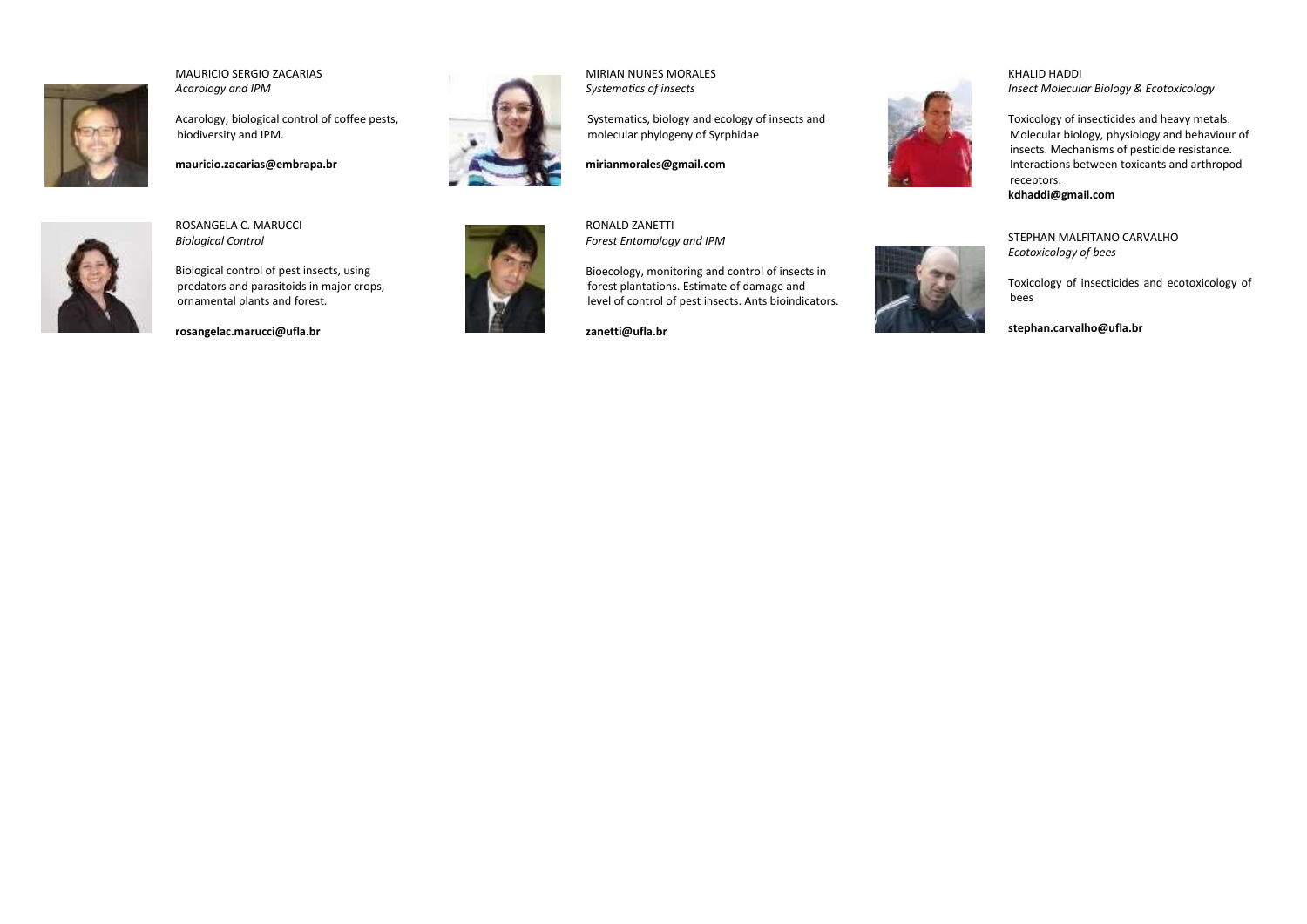MAURICIO SERGIO ZACARIAS
*Acarology and IPM*

Acarology, biological control of coffee pests, biodiversity and IPM.

**mauricio.zacarias@embrapa.br**

MIRIAN NUNES MORALES
*Systematics of insects*

Systematics, biology and ecology of insects and molecular phylogeny of Syrphidae

**mirianmorales@gmail.com**

KHALID HADDI
*Insect Molecular Biology & Ecotoxicology*

Toxicology of insecticides and heavy metals. Molecular biology, physiology and behaviour of insects. Mechanisms of pesticide resistance. Interactions between toxicants and arthropod receptors.

**kdhaddi@gmail.com**

ROSANGELA C. MARUCCI
*Biological Control*

Biological control of pest insects, using predators and parasitoids in major crops, ornamental plants and forest.

**rosangelac.marucci@ufla.br**

RONALD ZANETTI
*Forest Entomology and IPM*

Bioecology, monitoring and control of insects in forest plantations. Estimate of damage and level of control of pest insects. Ants bioindicators.

**zanetti@ufla.br**

STEPHAN MALFITANO CARVALHO
*Ecotoxicology of bees*

Toxicology of insecticides and ecotoxicology of bees

**stephan.carvalho@ufla.br**